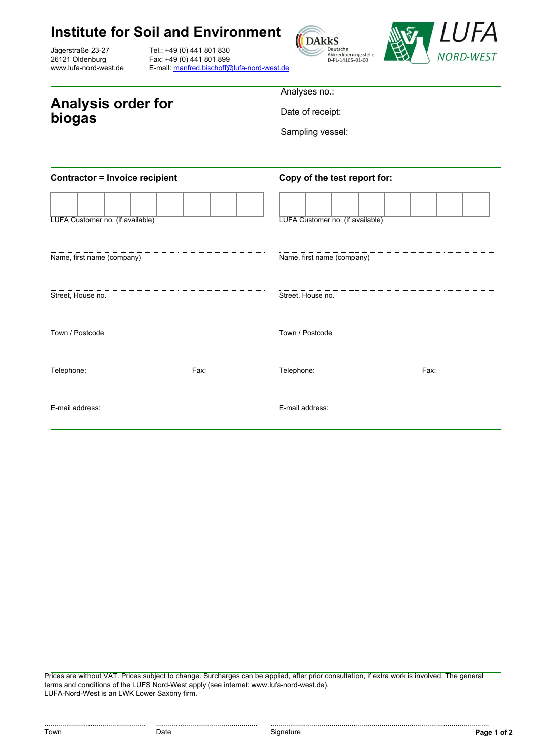# Institute for Soil and Environment

Jägerstraße 23-27
26121 Oldenburg
www.lufa-nord-west.de

Tel.: +49 (0) 441 801 830
Fax: +49 (0) 441 801 899
E-mail: manfred.bischoff@lufa-nord-west.de

DAkkS Deutsche Akkreditierungsstelle D-PL-14165-01-00

LUFA NORD-WEST

## Analysis order for biogas

Analyses no.:

Date of receipt:

Sampling vessel:

| **Contractor = Invoice recipient** | **Copy of the test report for:** |
|---|---|
| LUFA Customer no. (if available) | LUFA Customer no. (if available) |
| Name, first name (company) | Name, first name (company) |
| Street, House no. | Street, House no. |
| Town / Postcode | Town / Postcode |
| Telephone: Fax: | Telephone: Fax: |
| E-mail address: | E-mail address: |

Prices are without VAT. Prices subject to change. Surcharges can be applied, after prior consultation, if extra work is involved. The general terms and conditions of the LUFS Nord-West apply (see internet: www.lufa-nord-west.de).
LUFA-Nord-West is an LWK Lower Saxony firm.

Town ........................ Date ........................ Signature ........................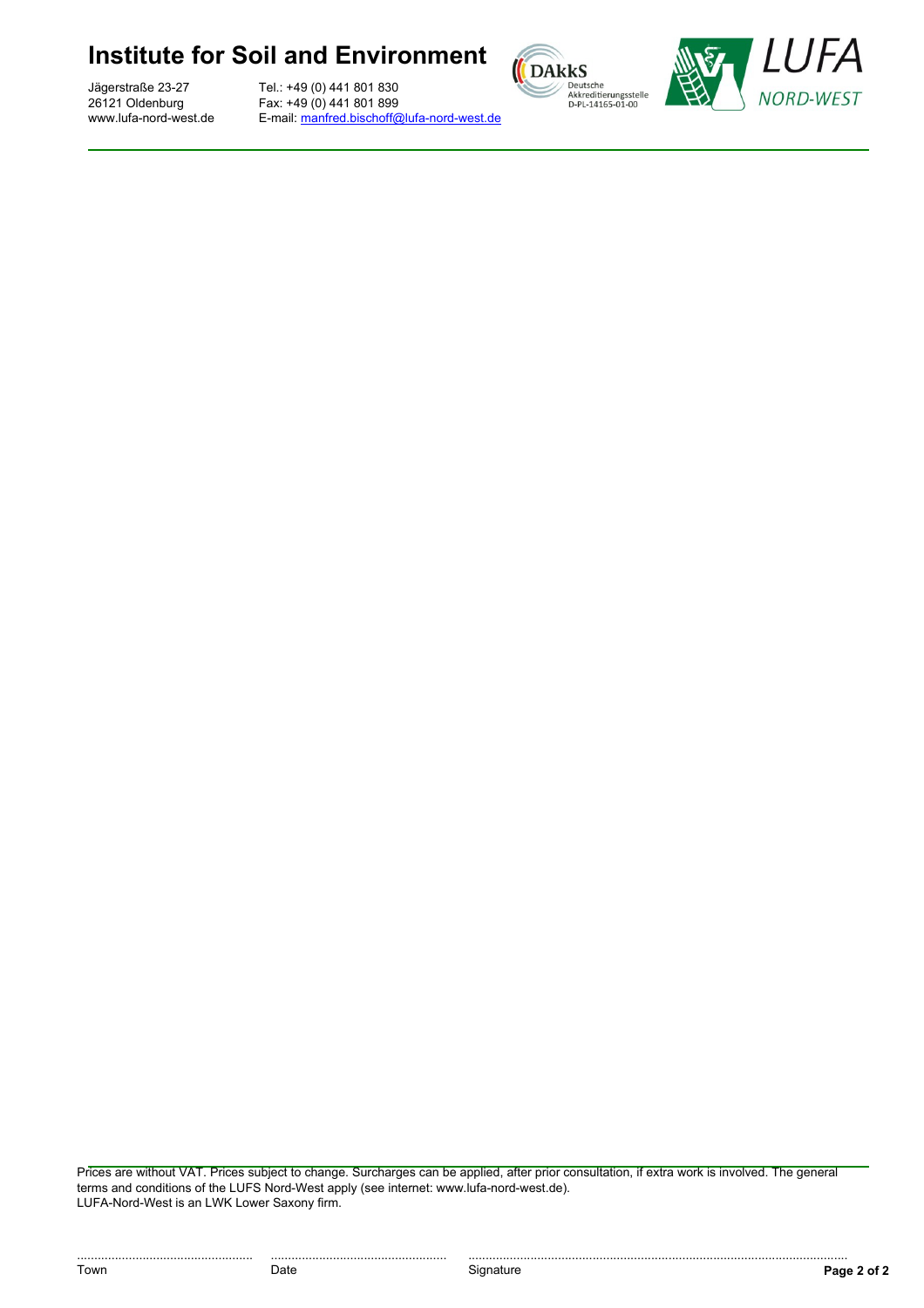# Institute for Soil and Environment

Jägerstraße 23-27
26121 Oldenburg
www.lufa-nord-west.de

Tel.: +49 (0) 441 801 830
Fax: +49 (0) 441 801 899
E-mail: manfred.bischoff@lufa-nord-west.de

DAkkS Deutsche Akkreditierungsstelle D-PL-14165-01-00

LUFA NORD-WEST

Prices are without VAT. Prices subject to change. Surcharges can be applied, after prior consultation, if extra work is involved. The general terms and conditions of the LUFS Nord-West apply (see internet: www.lufa-nord-west.de).
LUFA-Nord-West is an LWK Lower Saxony firm.

| ........................................ | ........................................ | ........................................ |
|---|---|---|
| Town | Date | Signature |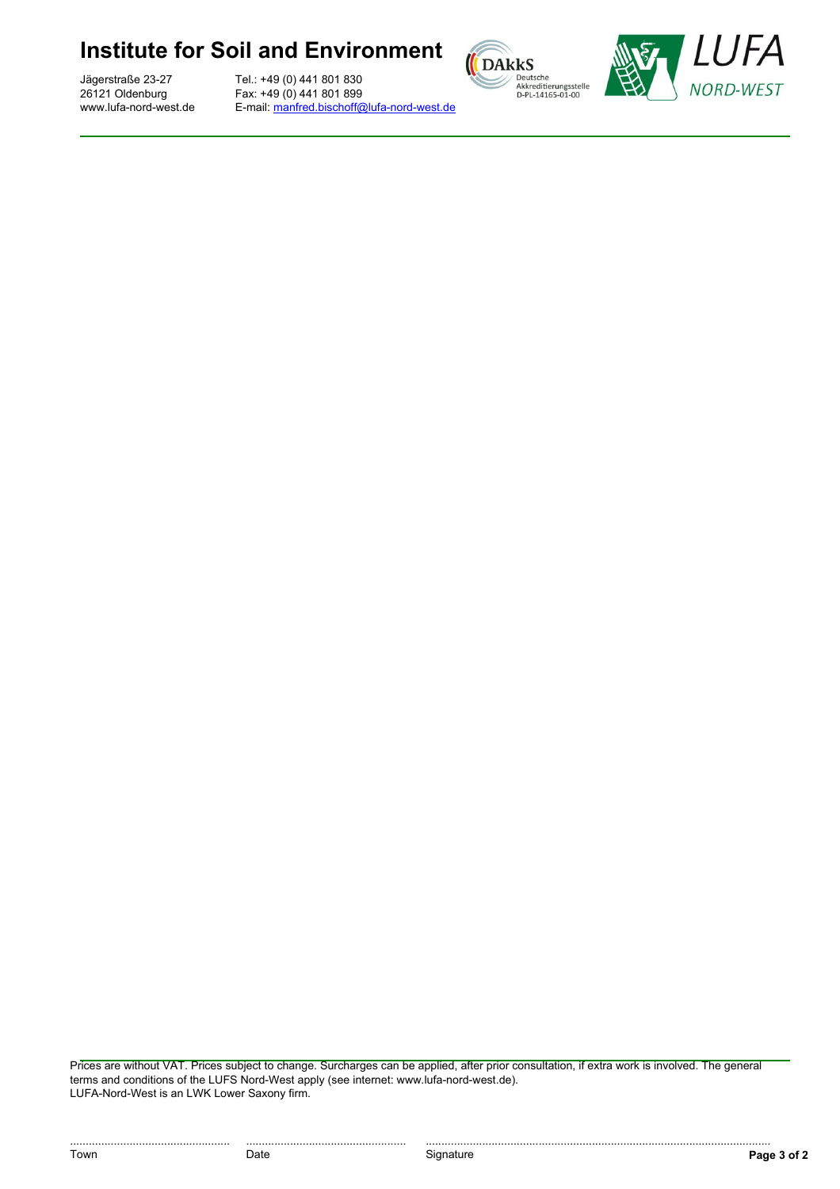# Institute for Soil and Environment

Jägerstraße 23-27
26121 Oldenburg
www.lufa-nord-west.de

Tel.: +49 (0) 441 801 830
Fax: +49 (0) 441 801 899
E-mail: manfred.bischoff@lufa-nord-west.de

Prices are without VAT. Prices subject to change. Surcharges can be applied, after prior consultation, if extra work is involved. The general terms and conditions of the LUFS Nord-West apply (see internet: www.lufa-nord-west.de).
LUFA-Nord-West is an LWK Lower Saxony firm.

| ................................................... | ................................................... | .............................................................................................................. |
|---|---|---|
| Town | Date | Signature |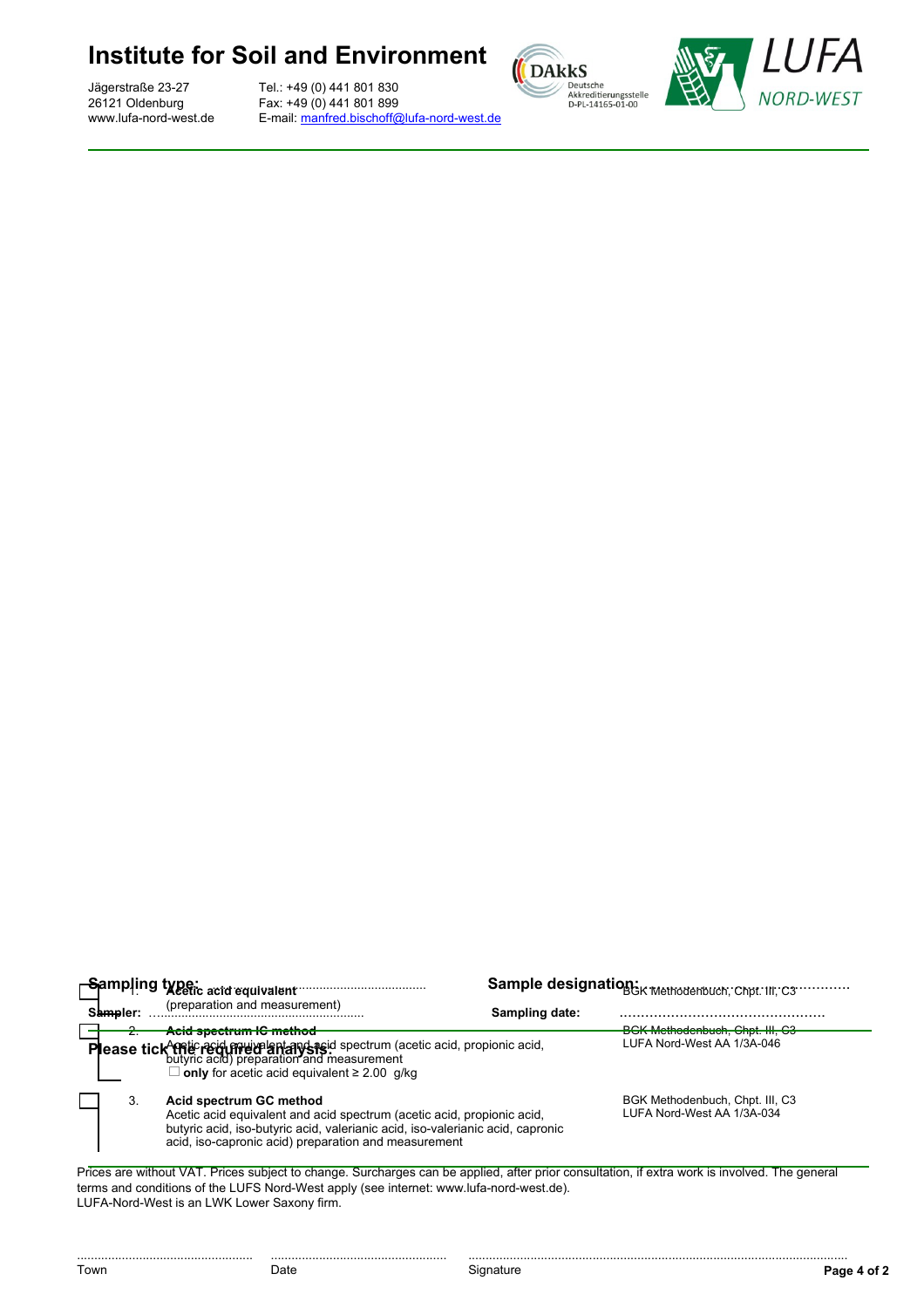# Institute for Soil and Environment

Jägerstraße 23-27
26121 Oldenburg
www.lufa-nord-west.de

Tel.: +49 (0) 441 801 830
Fax: +49 (0) 441 801 899
E-mail: manfred.bischoff@lufa-nord-west.de

DAkkS Deutsche Akkreditierungsstelle D-PL-14165-01-00

LUFA NORD-WEST

**Sampling type:** ..............................................................

**Sample designation:** ..............................................

**Sampler:** ..............................................................

**Sampling date:** ..............................................

**Please tick the required analysis:**

| | No. | Analysis | Method |
|---|---|---|---|
| ☐ | 1. | **Acetic acid equivalent** (preparation and measurement) | BGK Methodenbuch, Chpt. III, C3 |
| ☐ | 2. | **Acid spectrum IC method** Acetic acid equivalent and acid spectrum (acetic acid, propionic acid, butyric acid) preparation and measurement ☐ **only** for acetic acid equivalent ≥ 2.00 g/kg | BGK Methodenbuch, Chpt. III, C3 LUFA Nord-West AA 1/3A-046 |
| ☐ | 3. | **Acid spectrum GC method** Acetic acid equivalent and acid spectrum (acetic acid, propionic acid, butyric acid, iso-butyric acid, valerianic acid, iso-valerianic acid, capronic acid, iso-capronic acid) preparation and measurement | BGK Methodenbuch, Chpt. III, C3 LUFA Nord-West AA 1/3A-034 |

Prices are without VAT. Prices subject to change. Surcharges can be applied, after prior consultation, if extra work is involved. The general terms and conditions of the LUFS Nord-West apply (see internet: www.lufa-nord-west.de).
LUFA-Nord-West is an LWK Lower Saxony firm.

.................................................. Town

.................................................. Date

.................................................................................................................. Signature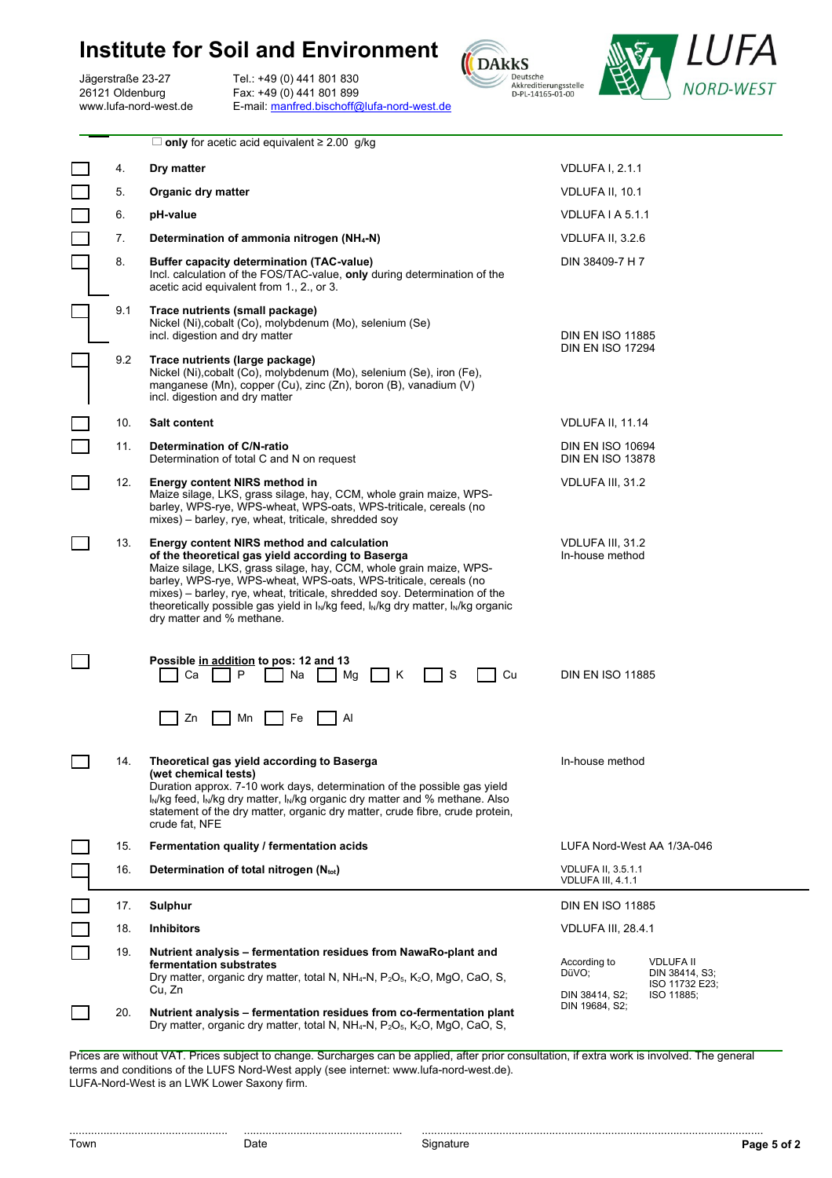# Institute for Soil and Environment

Jägerstraße 23-27
26121 Oldenburg
www.lufa-nord-west.de

Tel.: +49 (0) 441 801 830
Fax: +49 (0) 441 801 899
E-mail: manfred.bischoff@lufa-nord-west.de

DAkkS Deutsche Akkreditierungsstelle D-PL-14165-01-00

LUFA NORD-WEST

☐ **only** for acetic acid equivalent ≥ 2.00 g/kg

| | No. | Analysis | Method |
|---|---|---|---|
| ☐ | 4. | **Dry matter** | VDLUFA I, 2.1.1 |
| ☐ | 5. | **Organic dry matter** | VDLUFA II, 10.1 |
| ☐ | 6. | **pH-value** | VDLUFA I A 5.1.1 |
| ☐ | 7. | **Determination of ammonia nitrogen ($NH_4$-N)** | VDLUFA II, 3.2.6 |
| ☐ | 8. | **Buffer capacity determination (TAC-value)** Incl. calculation of the FOS/TAC-value, **only** during determination of the acetic acid equivalent from 1., 2., or 3. | DIN 38409-7 H 7 |
| ☐ | 9.1 | **Trace nutrients (small package)** Nickel (Ni),cobalt (Co), molybdenum (Mo), selenium (Se) incl. digestion and dry matter | DIN EN ISO 11885 DIN EN ISO 17294 |
| ☐ | 9.2 | **Trace nutrients (large package)** Nickel (Ni),cobalt (Co), molybdenum (Mo), selenium (Se), iron (Fe), manganese (Mn), copper (Cu), zinc (Zn), boron (B), vanadium (V) incl. digestion and dry matter | |
| ☐ | 10. | **Salt content** | VDLUFA II, 11.14 |
| ☐ | 11. | **Determination of C/N-ratio** Determination of total C and N on request | DIN EN ISO 10694 DIN EN ISO 13878 |
| ☐ | 12. | **Energy content NIRS method in** Maize silage, LKS, grass silage, hay, CCM, whole grain maize, WPS-barley, WPS-rye, WPS-wheat, WPS-oats, WPS-triticale, cereals (no mixes) – barley, rye, wheat, triticale, shredded soy | VDLUFA III, 31.2 |
| ☐ | 13. | **Energy content NIRS method and calculation of the theoretical gas yield according to Baserga** Maize silage, LKS, grass silage, hay, CCM, whole grain maize, WPS-barley, WPS-rye, WPS-wheat, WPS-oats, WPS-triticale, cereals (no mixes) – barley, rye, wheat, triticale, shredded soy. Determination of the theoretically possible gas yield in $l_N$/kg feed, $l_N$/kg dry matter, $l_N$/kg organic dry matter and % methane. | VDLUFA III, 31.2 In-house method |
| ☐ | | **Possible in addition to pos: 12 and 13** ☐ Ca ☐ P ☐ Na ☐ Mg ☐ K ☐ S ☐ Cu ☐ Zn ☐ Mn ☐ Fe ☐ Al | DIN EN ISO 11885 |
| ☐ | 14. | **Theoretical gas yield according to Baserga (wet chemical tests)** Duration approx. 7-10 work days, determination of the possible gas yield $l_N$/kg feed, $l_N$/kg dry matter, $l_N$/kg organic dry matter and % methane. Also statement of the dry matter, organic dry matter, crude fibre, crude protein, crude fat, NFE | In-house method |
| ☐ | 15. | **Fermentation quality / fermentation acids** | LUFA Nord-West AA 1/3A-046 |
| ☐ | 16. | **Determination of total nitrogen ($N_{tot}$)** | VDLUFA II, 3.5.1.1 VDLUFA III, 4.1.1 |
| ☐ | 17. | **Sulphur** | DIN EN ISO 11885 |
| ☐ | 18. | **Inhibitors** | VDLUFA III, 28.4.1 |
| ☐ | 19. | **Nutrient analysis – fermentation residues from NawaRo-plant and fermentation substrates** Dry matter, organic dry matter, total N, $NH_4$-N, $P_2O_5$, $K_2O$, MgO, CaO, S, Cu, Zn | According to DüVO; DIN 38414, S2; DIN 19684, S2; VDLUFA II DIN 38414, S3; ISO 11732 E23; ISO 11885; |
| ☐ | 20. | **Nutrient analysis – fermentation residues from co-fermentation plant** Dry matter, organic dry matter, total N, $NH_4$-N, $P_2O_5$, $K_2O$, MgO, CaO, S, | |

Prices are without VAT. Prices subject to change. Surcharges can be applied, after prior consultation, if extra work is involved. The general terms and conditions of the LUFS Nord-West apply (see internet: www.lufa-nord-west.de).
LUFA-Nord-West is an LWK Lower Saxony firm.

..................................... Town ..................................... Date ..................................... Signature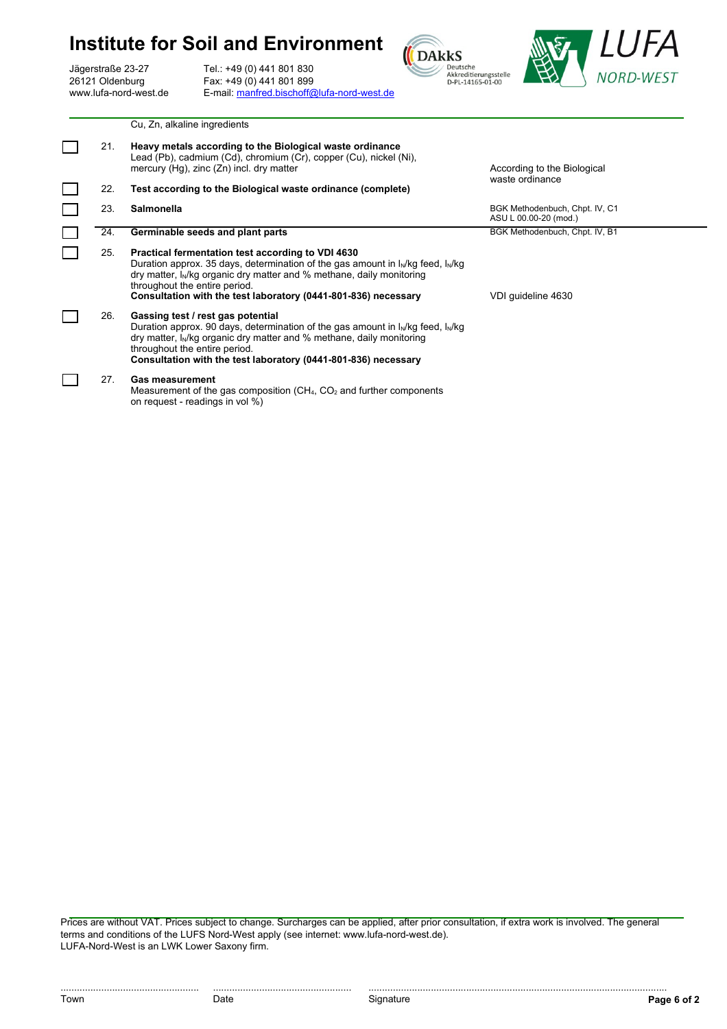Cu, Zn, alkaline ingredients

| | | | |
|---|---|---|---|
| ☐ | 21. | **Heavy metals according to the Biological waste ordinance**<br>Lead (Pb), cadmium (Cd), chromium (Cr), copper (Cu), nickel (Ni), mercury (Hg), zinc (Zn) incl. dry matter | According to the Biological waste ordinance |
| ☐ | 22. | **Test according to the Biological waste ordinance (complete)** | |
| ☐ | 23. | **Salmonella** | BGK Methodenbuch, Chpt. IV, C1<br>ASU L 00.00-20 (mod.) |
| ☐ | 24. | **Germinable seeds and plant parts** | BGK Methodenbuch, Chpt. IV, B1 |
| ☐ | 25. | **Practical fermentation test according to VDI 4630**<br>Duration approx. 35 days, determination of the gas amount in $l_N$/kg feed, $l_N$/kg dry matter, $l_N$/kg organic dry matter and % methane, daily monitoring throughout the entire period.<br>**Consultation with the test laboratory (0441-801-836) necessary** | VDI guideline 4630 |
| ☐ | 26. | **Gassing test / rest gas potential**<br>Duration approx. 90 days, determination of the gas amount in $l_N$/kg feed, $l_N$/kg dry matter, $l_N$/kg organic dry matter and % methane, daily monitoring throughout the entire period.<br>**Consultation with the test laboratory (0441-801-836) necessary** | |
| ☐ | 27. | **Gas measurement**<br>Measurement of the gas composition ($CH_4$, $CO_2$ and further components on request - readings in vol %) | |

Prices are without VAT. Prices subject to change. Surcharges can be applied, after prior consultation, if extra work is involved. The general terms and conditions of the LUFS Nord-West apply (see internet: www.lufa-nord-west.de).
LUFA-Nord-West is an LWK Lower Saxony firm.

.................................................. .................................................. ..................................................

Town Date Signature